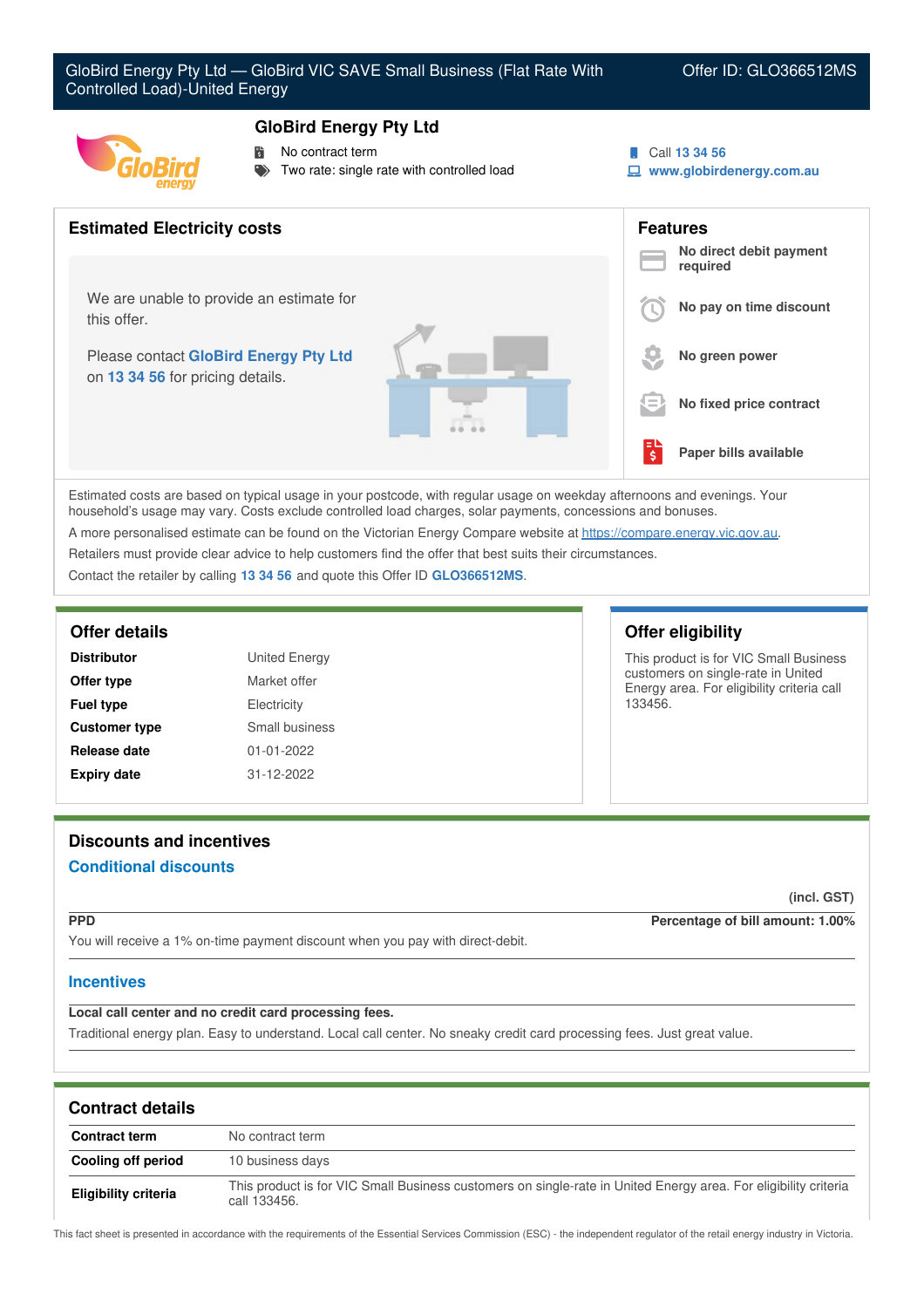# GloBird Energy Pty Ltd — GloBird VIC SAVE Small Business (Flat Rate With Controlled Load)-United Energy

Offer ID: GLO366512MS

## GloBird Energy Pty Ltd

- No contract term
- Two rate: single rate with controlled load

Call 13 34 56
www.globirdenergy.com.au

## Estimated Electricity costs

We are unable to provide an estimate for this offer.

Please contact **GloBird Energy Pty Ltd** on **13 34 56** for pricing details.

## Features

- **No direct debit payment required**
- **No pay on time discount**
- **No green power**
- **No fixed price contract**
- **Paper bills available**

Estimated costs are based on typical usage in your postcode, with regular usage on weekday afternoons and evenings. Your household's usage may vary. Costs exclude controlled load charges, solar payments, concessions and bonuses.

A more personalised estimate can be found on the Victorian Energy Compare website at https://compare.energy.vic.gov.au.

Retailers must provide clear advice to help customers find the offer that best suits their circumstances.

Contact the retailer by calling **13 34 56** and quote this Offer ID **GLO366512MS**.

## Offer details

| | |
|---|---|
| **Distributor** | United Energy |
| **Offer type** | Market offer |
| **Fuel type** | Electricity |
| **Customer type** | Small business |
| **Release date** | 01-01-2022 |
| **Expiry date** | 31-12-2022 |

## Offer eligibility

This product is for VIC Small Business customers on single-rate in United Energy area. For eligibility criteria call 133456.

## Discounts and incentives

### Conditional discounts

(incl. GST)

**PPD** — **Percentage of bill amount: 1.00%**

You will receive a 1% on-time payment discount when you pay with direct-debit.

### Incentives

**Local call center and no credit card processing fees.**

Traditional energy plan. Easy to understand. Local call center. No sneaky credit card processing fees. Just great value.

## Contract details

| | |
|---|---|
| **Contract term** | No contract term |
| **Cooling off period** | 10 business days |
| **Eligibility criteria** | This product is for VIC Small Business customers on single-rate in United Energy area. For eligibility criteria call 133456. |

This fact sheet is presented in accordance with the requirements of the Essential Services Commission (ESC) - the independent regulator of the retail energy industry in Victoria.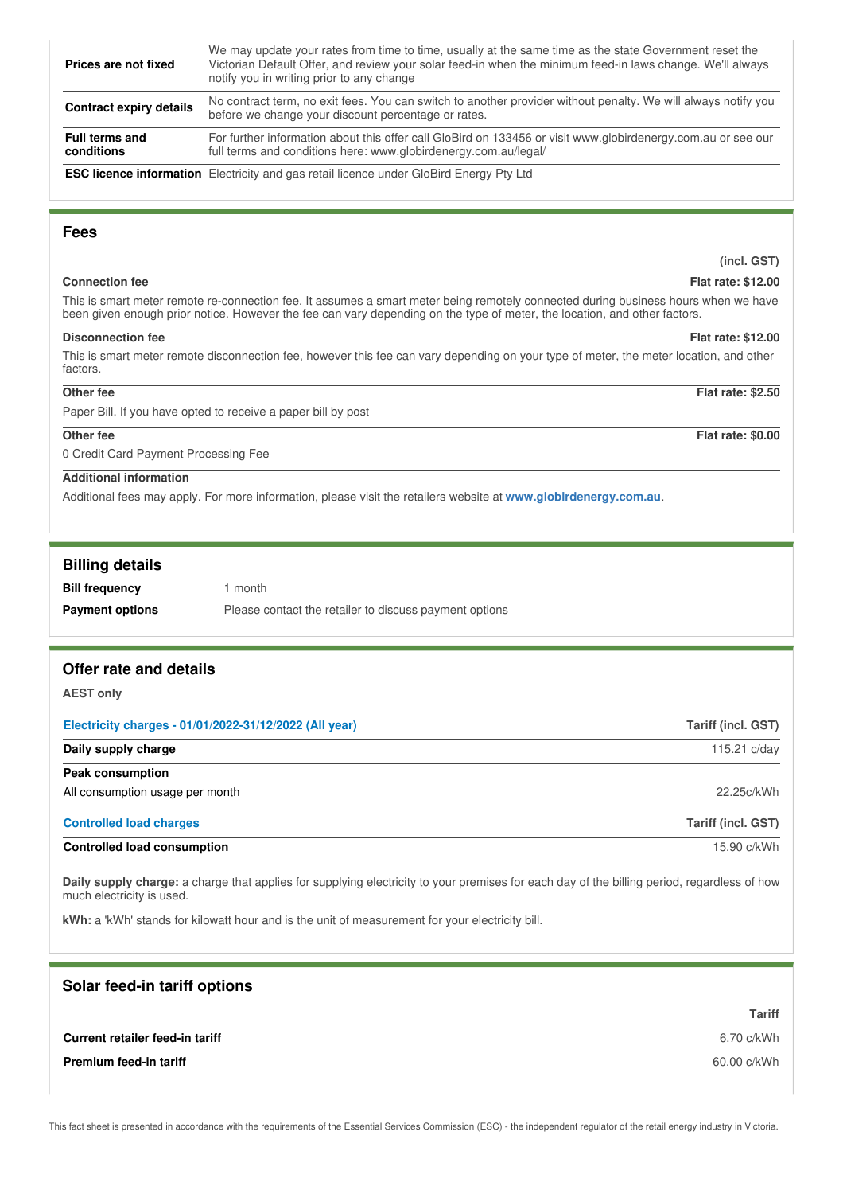| | |
|---|---|
| **Prices are not fixed** | We may update your rates from time to time, usually at the same time as the state Government reset the Victorian Default Offer, and review your solar feed-in when the minimum feed-in laws change. We'll always notify you in writing prior to any change |
| **Contract expiry details** | No contract term, no exit fees. You can switch to another provider without penalty. We will always notify you before we change your discount percentage or rates. |
| **Full terms and conditions** | For further information about this offer call GloBird on 133456 or visit www.globirdenergy.com.au or see our full terms and conditions here: www.globirdenergy.com.au/legal/ |
| **ESC licence information** | Electricity and gas retail licence under GloBird Energy Pty Ltd |

## Fees

| | (incl. GST) |
|---|---|
| **Connection fee** | **Flat rate: $12.00** |

This is smart meter remote re-connection fee. It assumes a smart meter being remotely connected during business hours when we have been given enough prior notice. However the fee can vary depending on the type of meter, the location, and other factors.

| | |
|---|---|
| **Disconnection fee** | **Flat rate: $12.00** |

This is smart meter remote disconnection fee, however this fee can vary depending on your type of meter, the meter location, and other factors.

| | |
|---|---|
| **Other fee** | **Flat rate: $2.50** |

Paper Bill. If you have opted to receive a paper bill by post

| | |
|---|---|
| **Other fee** | **Flat rate: $0.00** |

0 Credit Card Payment Processing Fee

**Additional information**

Additional fees may apply. For more information, please visit the retailers website at **www.globirdenergy.com.au**.

## Billing details

| | |
|---|---|
| **Bill frequency** | 1 month |
| **Payment options** | Please contact the retailer to discuss payment options |

## Offer rate and details

**AEST only**

| Electricity charges - 01/01/2022-31/12/2022 (All year) | Tariff (incl. GST) |
|---|---|
| **Daily supply charge** | 115.21 c/day |
| **Peak consumption** | |
| All consumption usage per month | 22.25c/kWh |

| Controlled load charges | Tariff (incl. GST) |
|---|---|
| **Controlled load consumption** | 15.90 c/kWh |

**Daily supply charge:** a charge that applies for supplying electricity to your premises for each day of the billing period, regardless of how much electricity is used.

**kWh:** a 'kWh' stands for kilowatt hour and is the unit of measurement for your electricity bill.

## Solar feed-in tariff options

| | Tariff |
|---|---|
| **Current retailer feed-in tariff** | 6.70 c/kWh |
| **Premium feed-in tariff** | 60.00 c/kWh |

This fact sheet is presented in accordance with the requirements of the Essential Services Commission (ESC) - the independent regulator of the retail energy industry in Victoria.